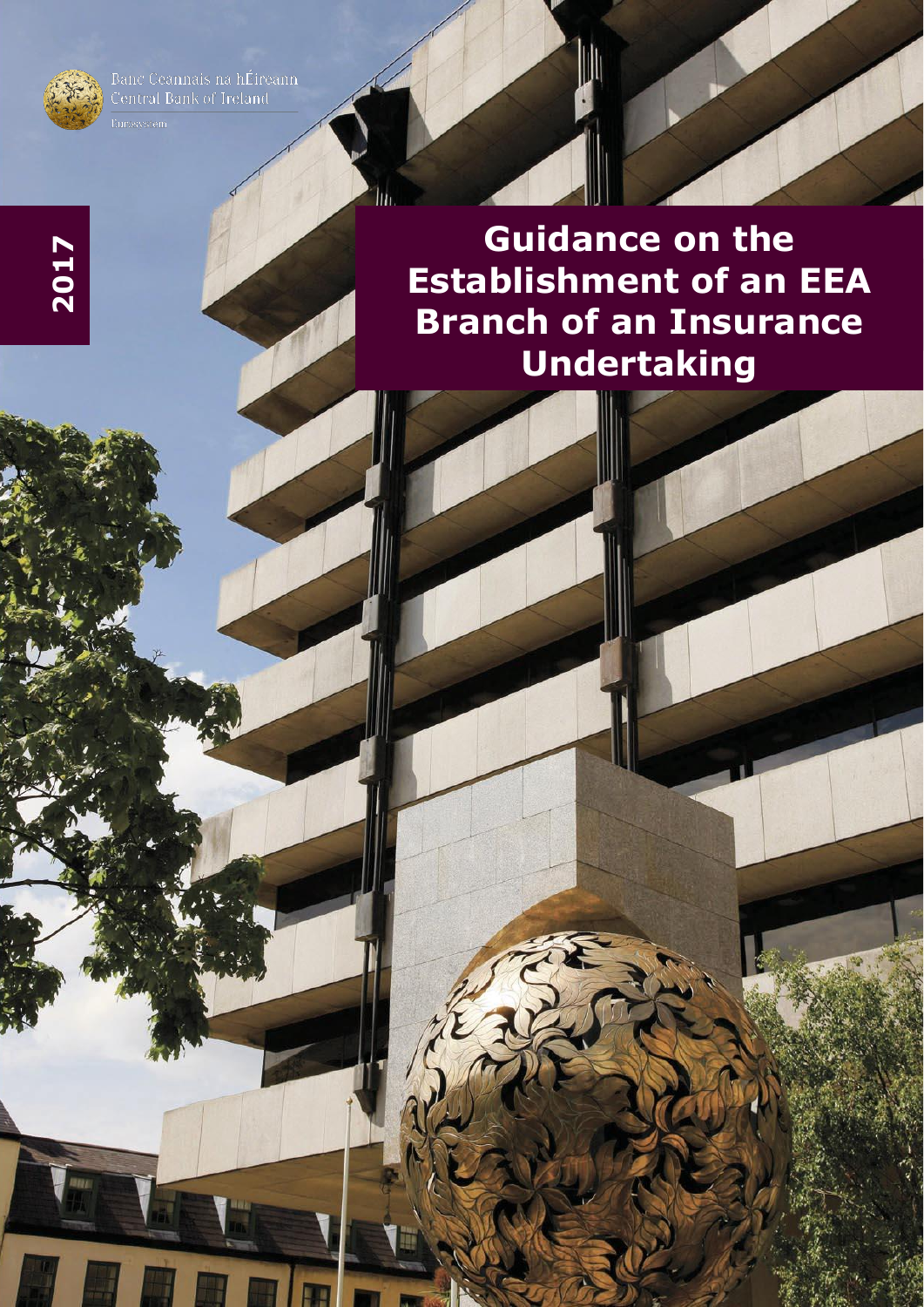Banc Ceannais na hÉireann
Central Bank of Ireland

Eurosystem

2017

# Guidance on the Establishment of an EEA Branch of an Insurance Undertaking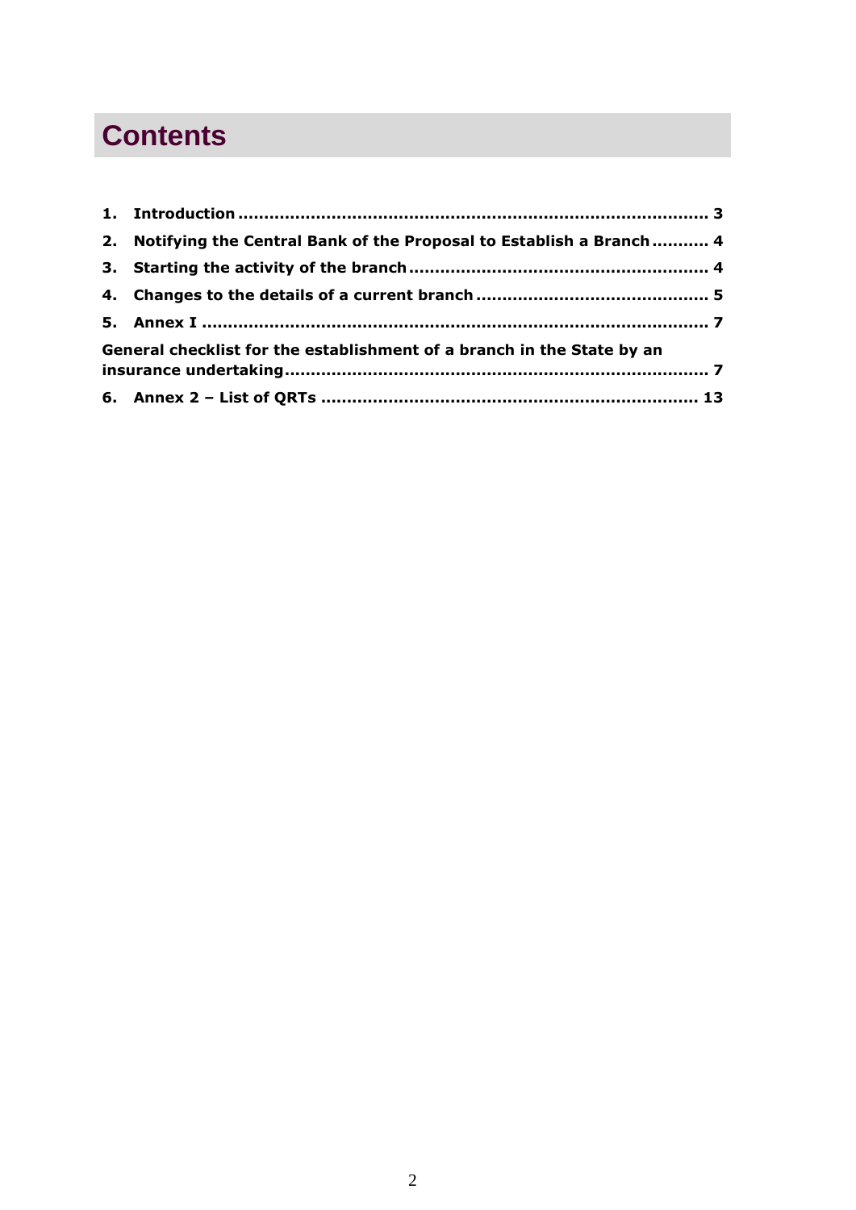# Contents

1. **Introduction** .......................................................................................... 3
2. **Notifying the Central Bank of the Proposal to Establish a Branch** ........... 4
3. **Starting the activity of the branch** ......................................................... 4
4. **Changes to the details of a current branch** ............................................ 5
5. **Annex I** ................................................................................................ 7

**General checklist for the establishment of a branch in the State by an insurance undertaking** ................................................................................ 7

6. **Annex 2 – List of QRTs** ....................................................................... 13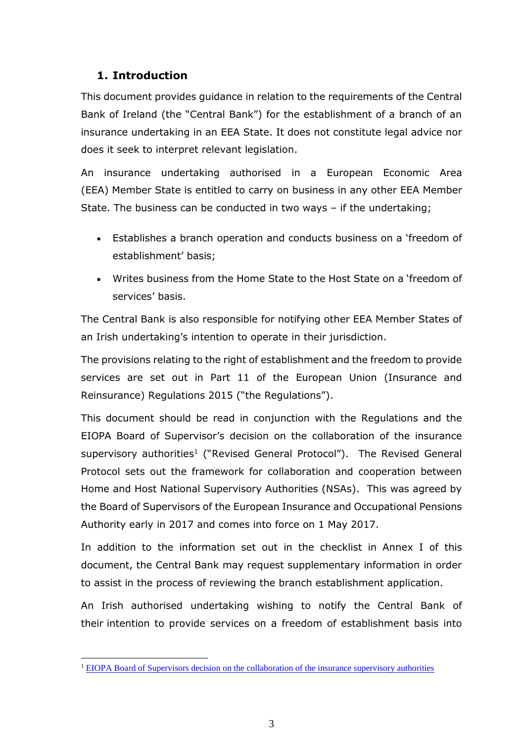## 1. Introduction

This document provides guidance in relation to the requirements of the Central Bank of Ireland (the "Central Bank") for the establishment of a branch of an insurance undertaking in an EEA State. It does not constitute legal advice nor does it seek to interpret relevant legislation.

An insurance undertaking authorised in a European Economic Area (EEA) Member State is entitled to carry on business in any other EEA Member State. The business can be conducted in two ways – if the undertaking;

- Establishes a branch operation and conducts business on a 'freedom of establishment' basis;
- Writes business from the Home State to the Host State on a 'freedom of services' basis.

The Central Bank is also responsible for notifying other EEA Member States of an Irish undertaking's intention to operate in their jurisdiction.

The provisions relating to the right of establishment and the freedom to provide services are set out in Part 11 of the European Union (Insurance and Reinsurance) Regulations 2015 ("the Regulations").

This document should be read in conjunction with the Regulations and the EIOPA Board of Supervisor's decision on the collaboration of the insurance supervisory authorities[1] ("Revised General Protocol"). The Revised General Protocol sets out the framework for collaboration and cooperation between Home and Host National Supervisory Authorities (NSAs). This was agreed by the Board of Supervisors of the European Insurance and Occupational Pensions Authority early in 2017 and comes into force on 1 May 2017.

In addition to the information set out in the checklist in Annex I of this document, the Central Bank may request supplementary information in order to assist in the process of reviewing the branch establishment application.

An Irish authorised undertaking wishing to notify the Central Bank of their intention to provide services on a freedom of establishment basis into

[1] EIOPA Board of Supervisors decision on the collaboration of the insurance supervisory authorities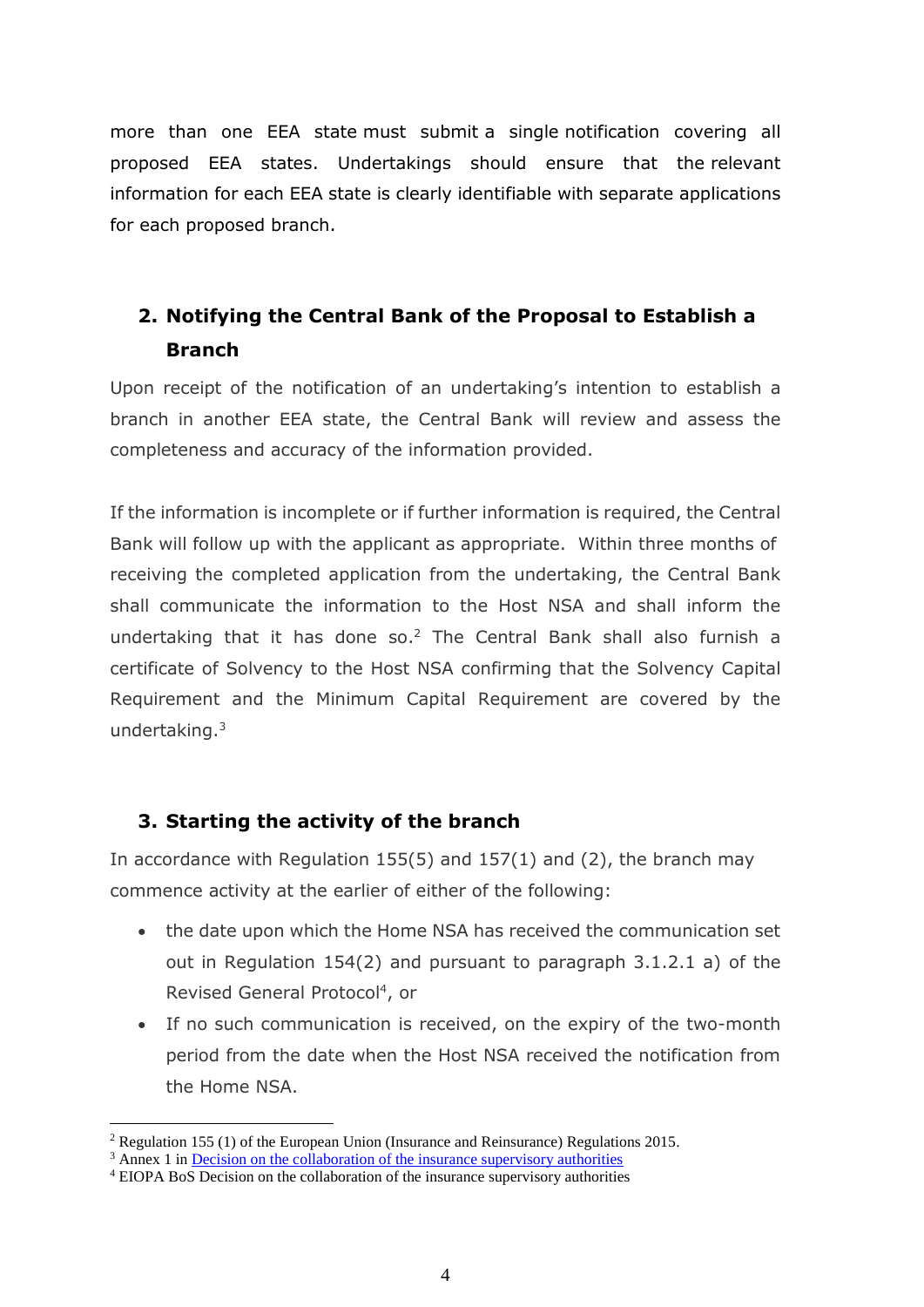more than one EEA state must submit a single notification covering all proposed EEA states. Undertakings should ensure that the relevant information for each EEA state is clearly identifiable with separate applications for each proposed branch.

## 2. Notifying the Central Bank of the Proposal to Establish a Branch

Upon receipt of the notification of an undertaking's intention to establish a branch in another EEA state, the Central Bank will review and assess the completeness and accuracy of the information provided.

If the information is incomplete or if further information is required, the Central Bank will follow up with the applicant as appropriate. Within three months of receiving the completed application from the undertaking, the Central Bank shall communicate the information to the Host NSA and shall inform the undertaking that it has done so.[2] The Central Bank shall also furnish a certificate of Solvency to the Host NSA confirming that the Solvency Capital Requirement and the Minimum Capital Requirement are covered by the undertaking.[3]

## 3. Starting the activity of the branch

In accordance with Regulation 155(5) and 157(1) and (2), the branch may commence activity at the earlier of either of the following:

- the date upon which the Home NSA has received the communication set out in Regulation 154(2) and pursuant to paragraph 3.1.2.1 a) of the Revised General Protocol[4], or
- If no such communication is received, on the expiry of the two-month period from the date when the Host NSA received the notification from the Home NSA.

[2] Regulation 155 (1) of the European Union (Insurance and Reinsurance) Regulations 2015.

[3] Annex 1 in [Decision on the collaboration of the insurance supervisory authorities]

[4] EIOPA BoS Decision on the collaboration of the insurance supervisory authorities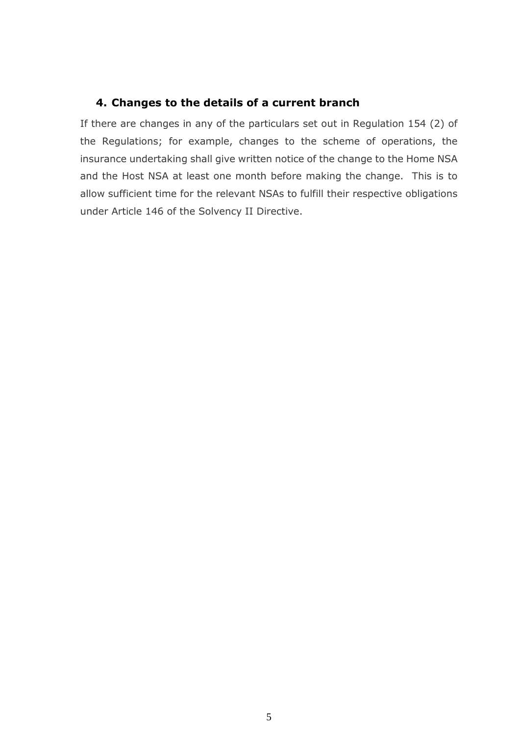## 4. Changes to the details of a current branch

If there are changes in any of the particulars set out in Regulation 154 (2) of the Regulations; for example, changes to the scheme of operations, the insurance undertaking shall give written notice of the change to the Home NSA and the Host NSA at least one month before making the change. This is to allow sufficient time for the relevant NSAs to fulfill their respective obligations under Article 146 of the Solvency II Directive.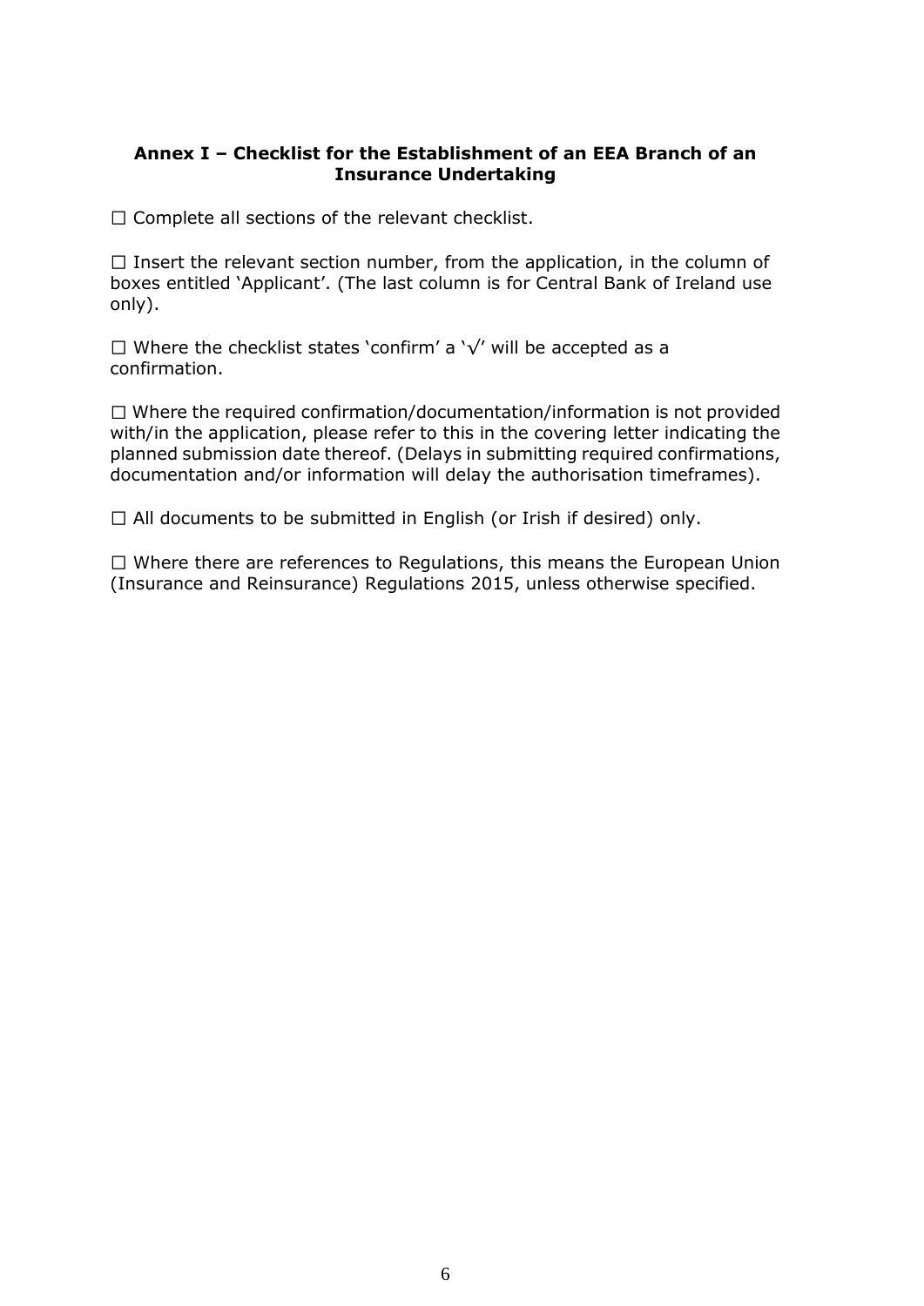**Annex I – Checklist for the Establishment of an EEA Branch of an Insurance Undertaking**

☐ Complete all sections of the relevant checklist.

☐ Insert the relevant section number, from the application, in the column of boxes entitled 'Applicant'. (The last column is for Central Bank of Ireland use only).

☐ Where the checklist states 'confirm' a '√' will be accepted as a confirmation.

☐ Where the required confirmation/documentation/information is not provided with/in the application, please refer to this in the covering letter indicating the planned submission date thereof. (Delays in submitting required confirmations, documentation and/or information will delay the authorisation timeframes).

☐ All documents to be submitted in English (or Irish if desired) only.

☐ Where there are references to Regulations, this means the European Union (Insurance and Reinsurance) Regulations 2015, unless otherwise specified.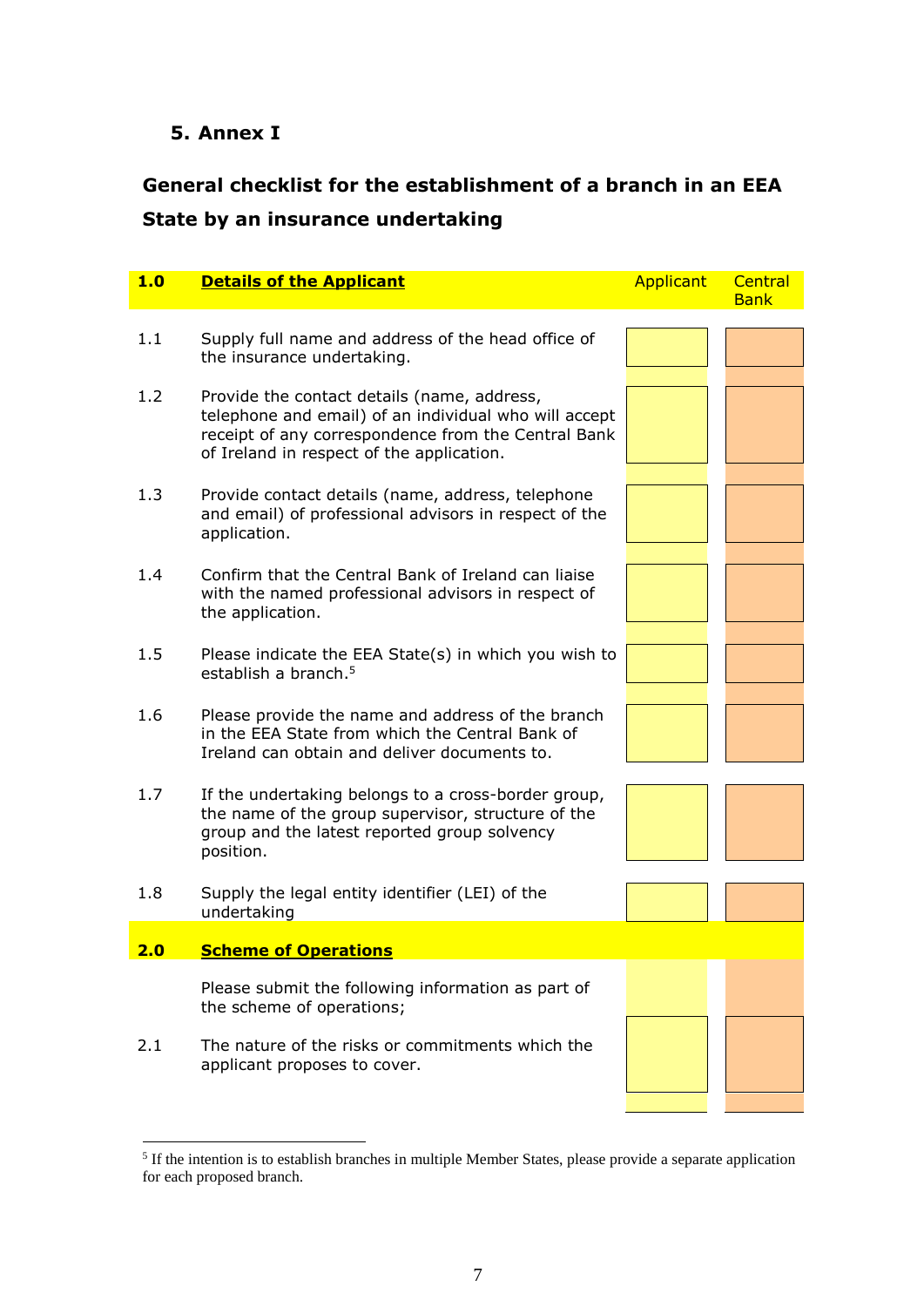## 5. Annex I

### General checklist for the establishment of a branch in an EEA State by an insurance undertaking

| | | Applicant | Central Bank |
|---|---|---|---|
| **1.0** | **Details of the Applicant** | | |
| 1.1 | Supply full name and address of the head office of the insurance undertaking. | | |
| 1.2 | Provide the contact details (name, address, telephone and email) of an individual who will accept receipt of any correspondence from the Central Bank of Ireland in respect of the application. | | |
| 1.3 | Provide contact details (name, address, telephone and email) of professional advisors in respect of the application. | | |
| 1.4 | Confirm that the Central Bank of Ireland can liaise with the named professional advisors in respect of the application. | | |
| 1.5 | Please indicate the EEA State(s) in which you wish to establish a branch.[5] | | |
| 1.6 | Please provide the name and address of the branch in the EEA State from which the Central Bank of Ireland can obtain and deliver documents to. | | |
| 1.7 | If the undertaking belongs to a cross-border group, the name of the group supervisor, structure of the group and the latest reported group solvency position. | | |
| 1.8 | Supply the legal entity identifier (LEI) of the undertaking | | |
| **2.0** | **Scheme of Operations** | | |
| | Please submit the following information as part of the scheme of operations; | | |
| 2.1 | The nature of the risks or commitments which the applicant proposes to cover. | | |

[5] If the intention is to establish branches in multiple Member States, please provide a separate application for each proposed branch.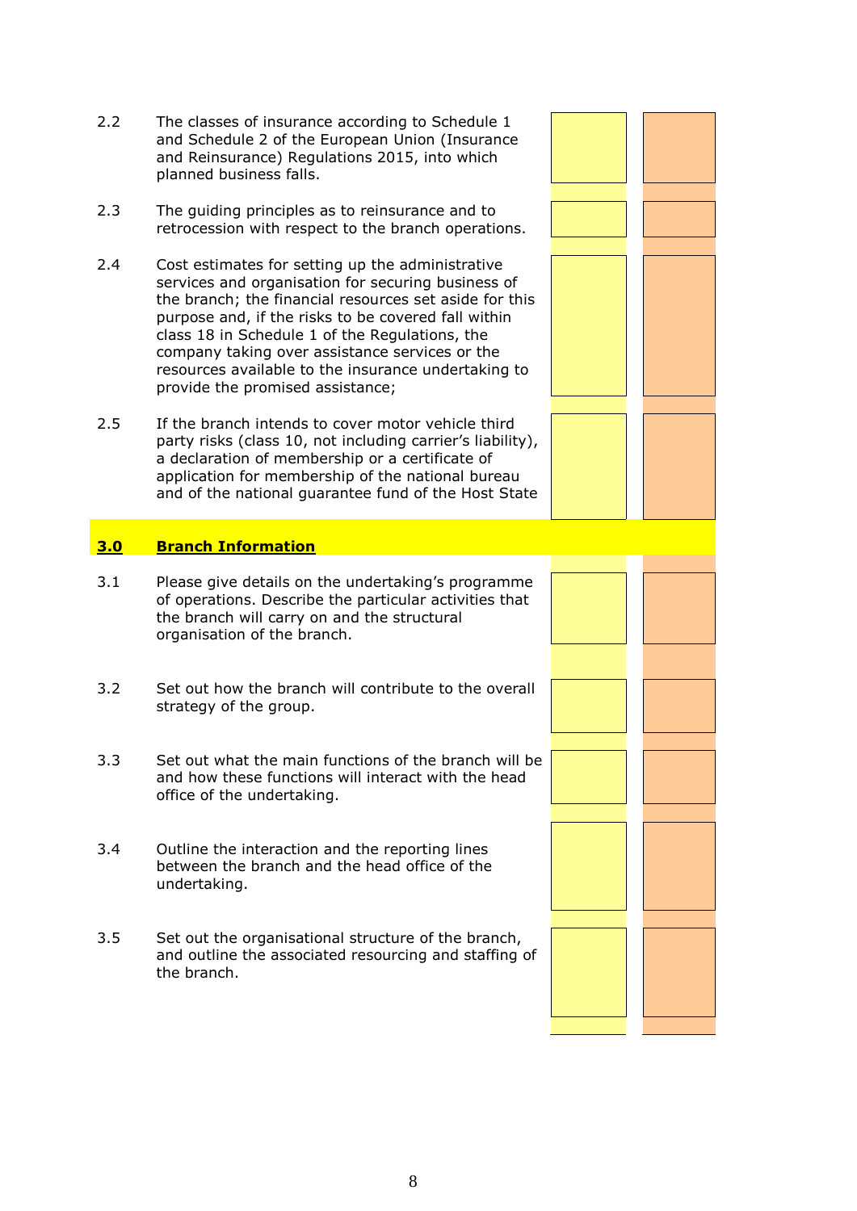| | | | |
|---|---|---|---|
| 2.2 | The classes of insurance according to Schedule 1 and Schedule 2 of the European Union (Insurance and Reinsurance) Regulations 2015, into which planned business falls. | | |
| 2.3 | The guiding principles as to reinsurance and to retrocession with respect to the branch operations. | | |
| 2.4 | Cost estimates for setting up the administrative services and organisation for securing business of the branch; the financial resources set aside for this purpose and, if the risks to be covered fall within class 18 in Schedule 1 of the Regulations, the company taking over assistance services or the resources available to the insurance undertaking to provide the promised assistance; | | |
| 2.5 | If the branch intends to cover motor vehicle third party risks (class 10, not including carrier's liability), a declaration of membership or a certificate of application for membership of the national bureau and of the national guarantee fund of the Host State | | |

## **3.0 Branch Information**

| | | | |
|---|---|---|---|
| 3.1 | Please give details on the undertaking's programme of operations. Describe the particular activities that the branch will carry on and the structural organisation of the branch. | | |
| 3.2 | Set out how the branch will contribute to the overall strategy of the group. | | |
| 3.3 | Set out what the main functions of the branch will be and how these functions will interact with the head office of the undertaking. | | |
| 3.4 | Outline the interaction and the reporting lines between the branch and the head office of the undertaking. | | |
| 3.5 | Set out the organisational structure of the branch, and outline the associated resourcing and staffing of the branch. | | |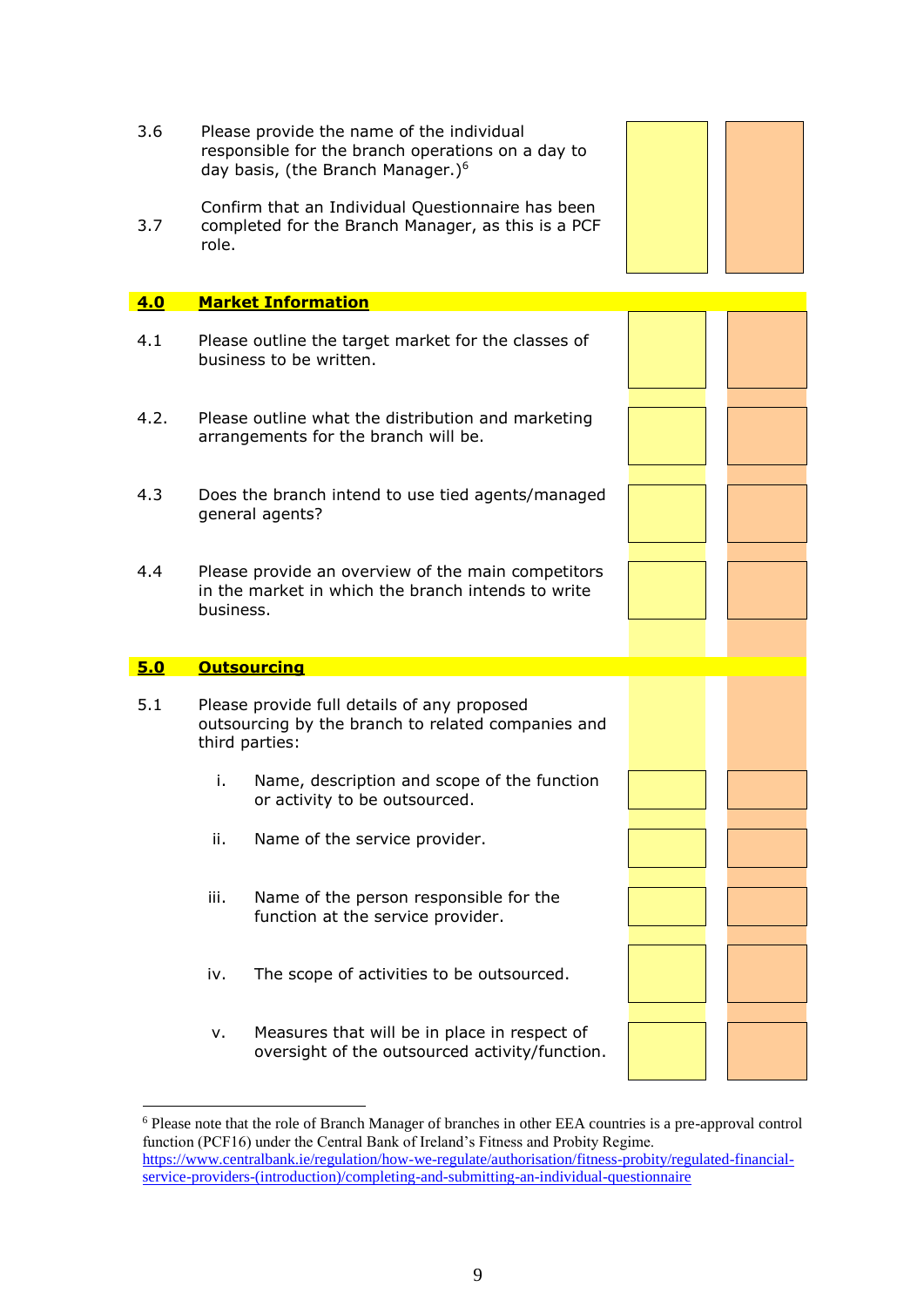3.6 Please provide the name of the individual responsible for the branch operations on a day to day basis, (the Branch Manager.)[6]

3.7 Confirm that an Individual Questionnaire has been completed for the Branch Manager, as this is a PCF role.

## 4.0 Market Information

4.1 Please outline the target market for the classes of business to be written.

4.2. Please outline what the distribution and marketing arrangements for the branch will be.

4.3 Does the branch intend to use tied agents/managed general agents?

4.4 Please provide an overview of the main competitors in the market in which the branch intends to write business.

## 5.0 Outsourcing

5.1 Please provide full details of any proposed outsourcing by the branch to related companies and third parties:

i. Name, description and scope of the function or activity to be outsourced.

ii. Name of the service provider.

iii. Name of the person responsible for the function at the service provider.

iv. The scope of activities to be outsourced.

v. Measures that will be in place in respect of oversight of the outsourced activity/function.

---

[6] Please note that the role of Branch Manager of branches in other EEA countries is a pre-approval control function (PCF16) under the Central Bank of Ireland's Fitness and Probity Regime. https://www.centralbank.ie/regulation/how-we-regulate/authorisation/fitness-probity/regulated-financial-service-providers-(introduction)/completing-and-submitting-an-individual-questionnaire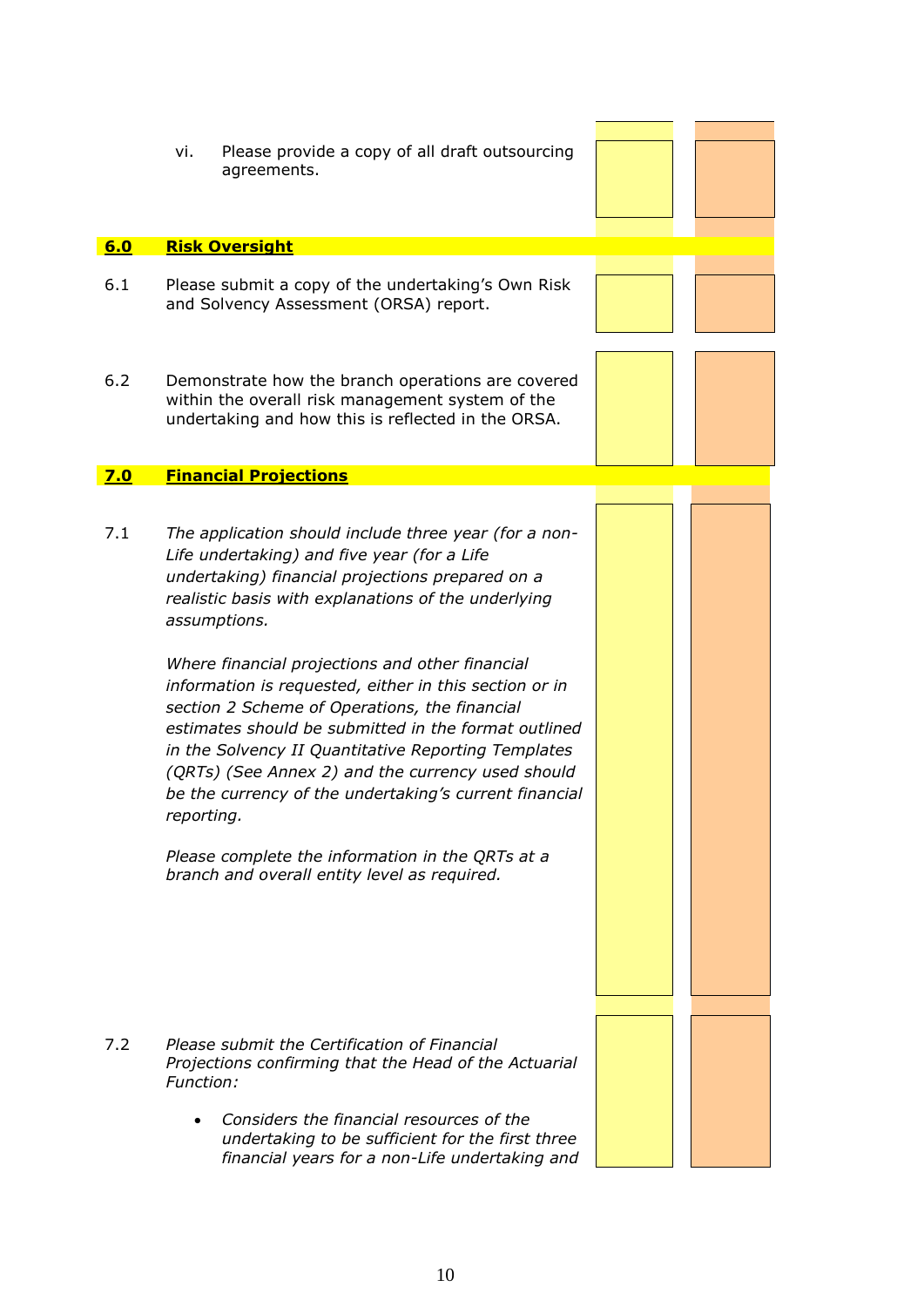vi. Please provide a copy of all draft outsourcing agreements.

## 6.0 Risk Oversight

6.1 Please submit a copy of the undertaking's Own Risk and Solvency Assessment (ORSA) report.

6.2 Demonstrate how the branch operations are covered within the overall risk management system of the undertaking and how this is reflected in the ORSA.

## 7.0 Financial Projections

7.1 *The application should include three year (for a non-Life undertaking) and five year (for a Life undertaking) financial projections prepared on a realistic basis with explanations of the underlying assumptions.*

*Where financial projections and other financial information is requested, either in this section or in section 2 Scheme of Operations, the financial estimates should be submitted in the format outlined in the Solvency II Quantitative Reporting Templates (QRTs) (See Annex 2) and the currency used should be the currency of the undertaking's current financial reporting.*

*Please complete the information in the QRTs at a branch and overall entity level as required.*

7.2 *Please submit the Certification of Financial Projections confirming that the Head of the Actuarial Function:*

- *Considers the financial resources of the undertaking to be sufficient for the first three financial years for a non-Life undertaking and*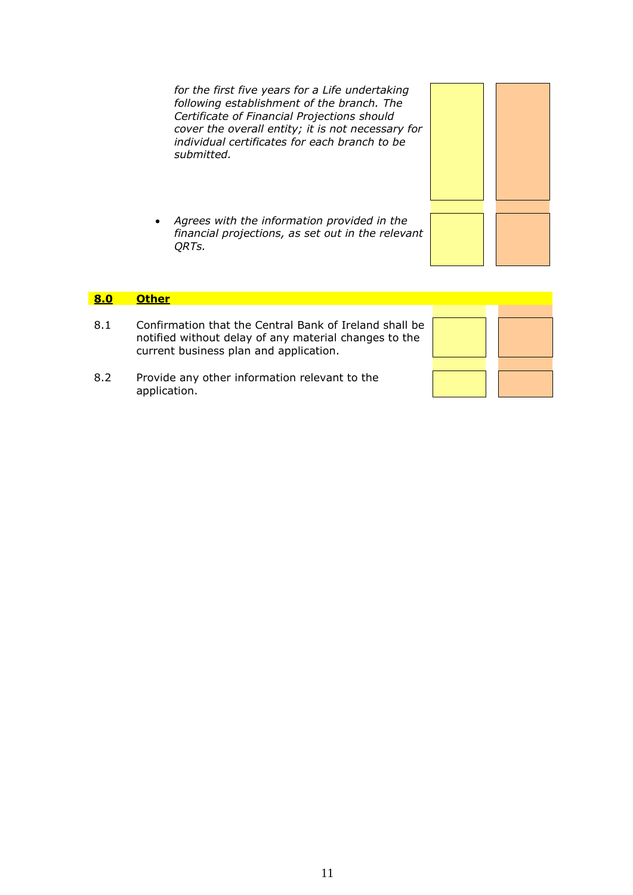*for the first five years for a Life undertaking following establishment of the branch. The Certificate of Financial Projections should cover the overall entity; it is not necessary for individual certificates for each branch to be submitted.*

- *Agrees with the information provided in the financial projections, as set out in the relevant QRTs.*

| | | | |
|---|---|---|---|
| **8.0** | **Other** | | |
| 8.1 | Confirmation that the Central Bank of Ireland shall be notified without delay of any material changes to the current business plan and application. | | |
| 8.2 | Provide any other information relevant to the application. | | |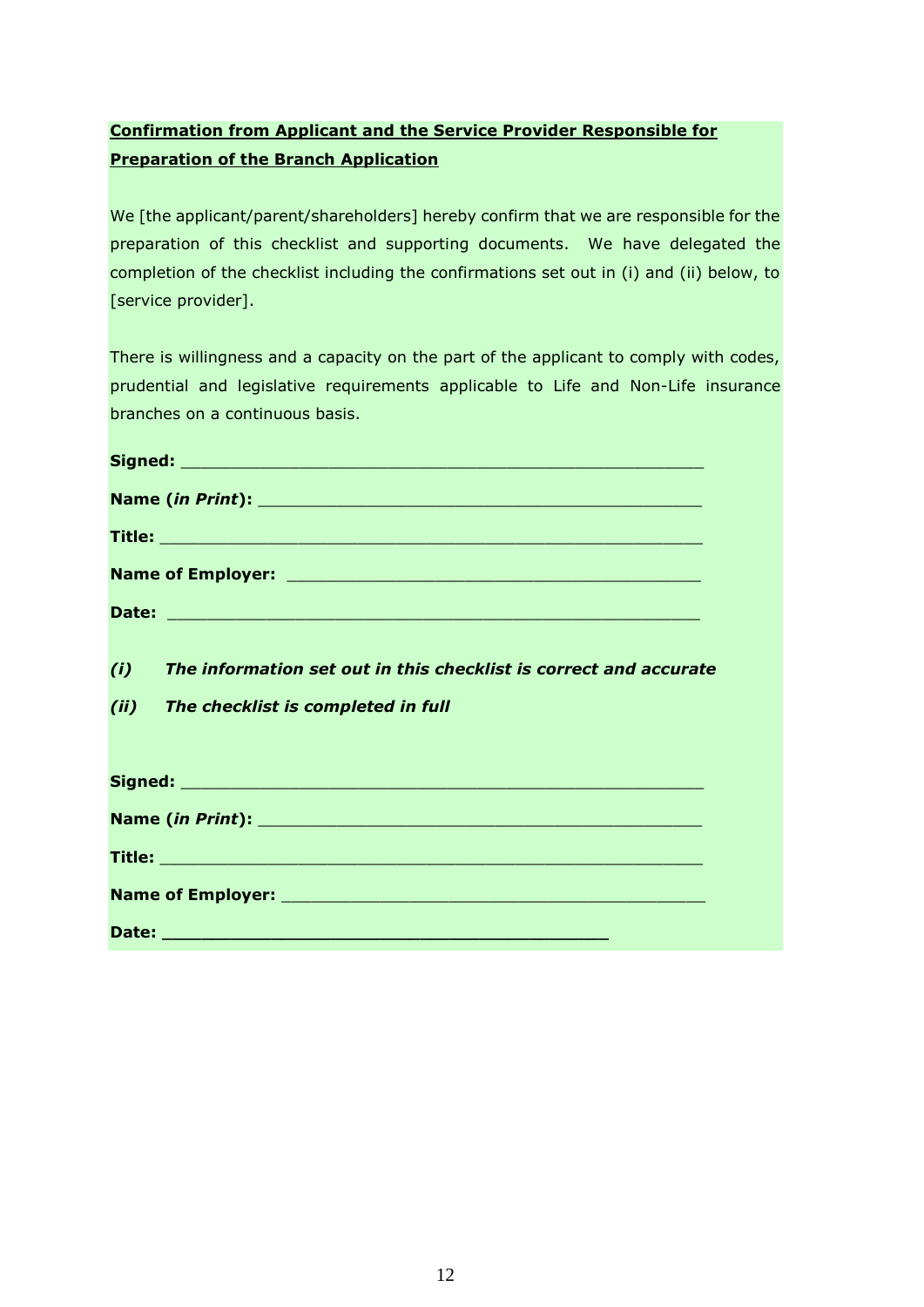**<u>Confirmation from Applicant and the Service Provider Responsible for Preparation of the Branch Application</u>**

We [the applicant/parent/shareholders] hereby confirm that we are responsible for the preparation of this checklist and supporting documents. We have delegated the completion of the checklist including the confirmations set out in (i) and (ii) below, to [service provider].

There is willingness and a capacity on the part of the applicant to comply with codes, prudential and legislative requirements applicable to Life and Non-Life insurance branches on a continuous basis.

**Signed:** ____________________________________________________

**Name (*in Print*):** ____________________________________________

**Title:** ______________________________________________________

**Name of Employer:** ____________________________________________

**Date:** ______________________________________________________

***(i) The information set out in this checklist is correct and accurate***

***(ii) The checklist is completed in full***

**Signed:** ____________________________________________________

**Name (*in Print*):** ____________________________________________

**Title:** ______________________________________________________

**Name of Employer:** ____________________________________________

**Date:** ____________________________________________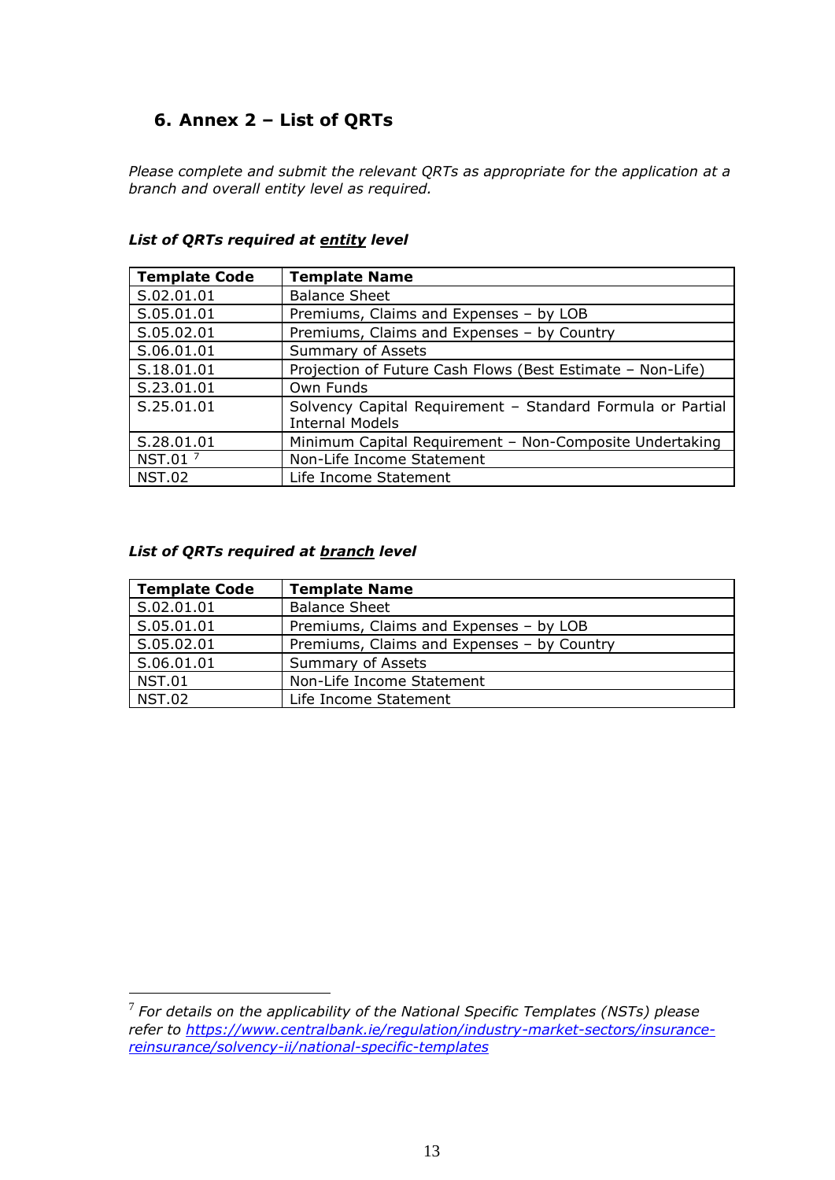## 6. Annex 2 – List of QRTs

*Please complete and submit the relevant QRTs as appropriate for the application at a branch and overall entity level as required.*

***List of QRTs required at <u>entity</u> level***

| Template Code | Template Name |
|---|---|
| S.02.01.01 | Balance Sheet |
| S.05.01.01 | Premiums, Claims and Expenses – by LOB |
| S.05.02.01 | Premiums, Claims and Expenses – by Country |
| S.06.01.01 | Summary of Assets |
| S.18.01.01 | Projection of Future Cash Flows (Best Estimate – Non-Life) |
| S.23.01.01 | Own Funds |
| S.25.01.01 | Solvency Capital Requirement – Standard Formula or Partial Internal Models |
| S.28.01.01 | Minimum Capital Requirement – Non-Composite Undertaking |
| NST.01 [7] | Non-Life Income Statement |
| NST.02 | Life Income Statement |

***List of QRTs required at <u>branch</u> level***

| Template Code | Template Name |
|---|---|
| S.02.01.01 | Balance Sheet |
| S.05.01.01 | Premiums, Claims and Expenses – by LOB |
| S.05.02.01 | Premiums, Claims and Expenses – by Country |
| S.06.01.01 | Summary of Assets |
| NST.01 | Non-Life Income Statement |
| NST.02 | Life Income Statement |

[7] *For details on the applicability of the National Specific Templates (NSTs) please refer to https://www.centralbank.ie/regulation/industry-market-sectors/insurance-reinsurance/solvency-ii/national-specific-templates*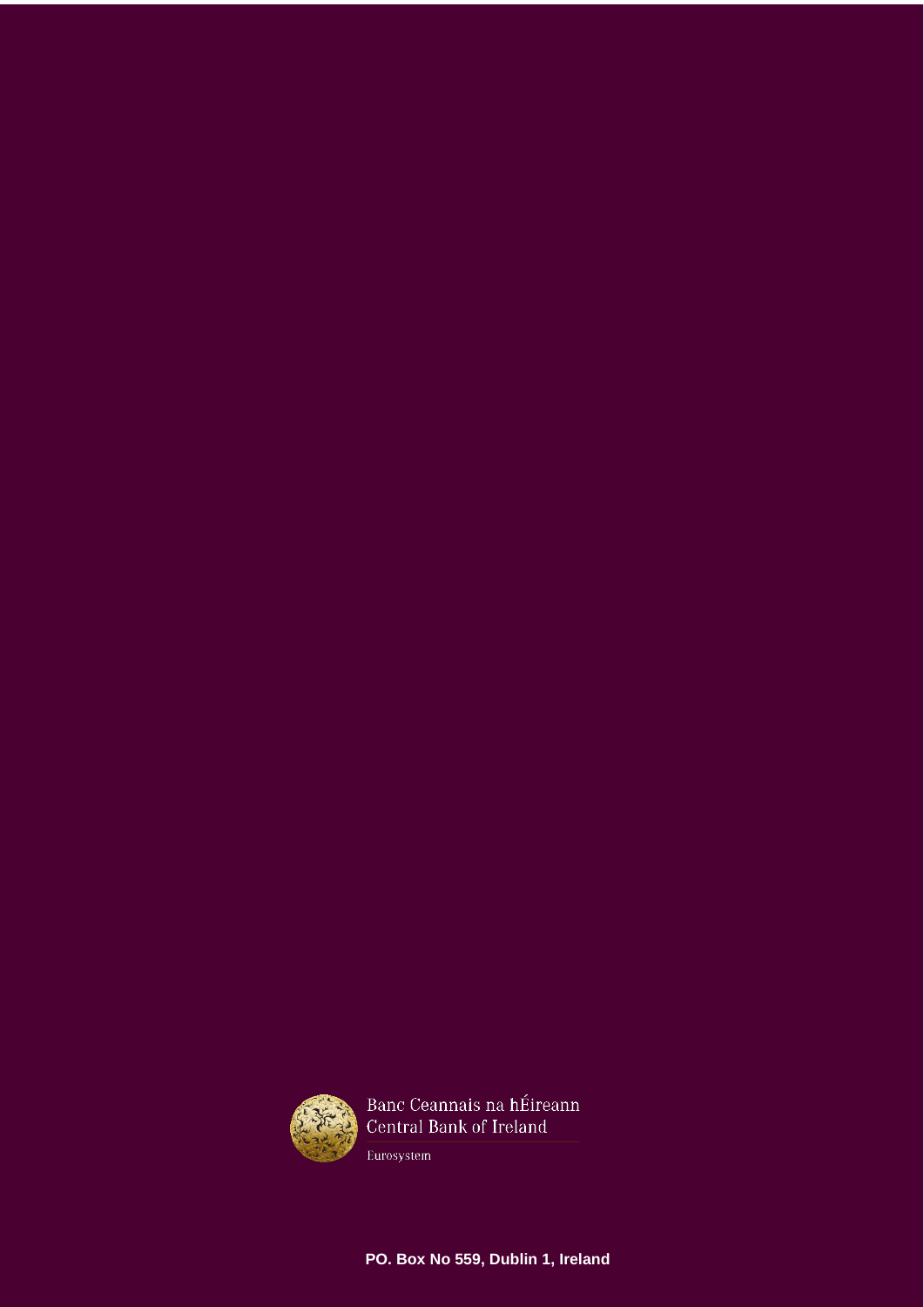Banc Ceannais na hÉireann
Central Bank of Ireland

Eurosystem

**PO. Box No 559, Dublin 1, Ireland**